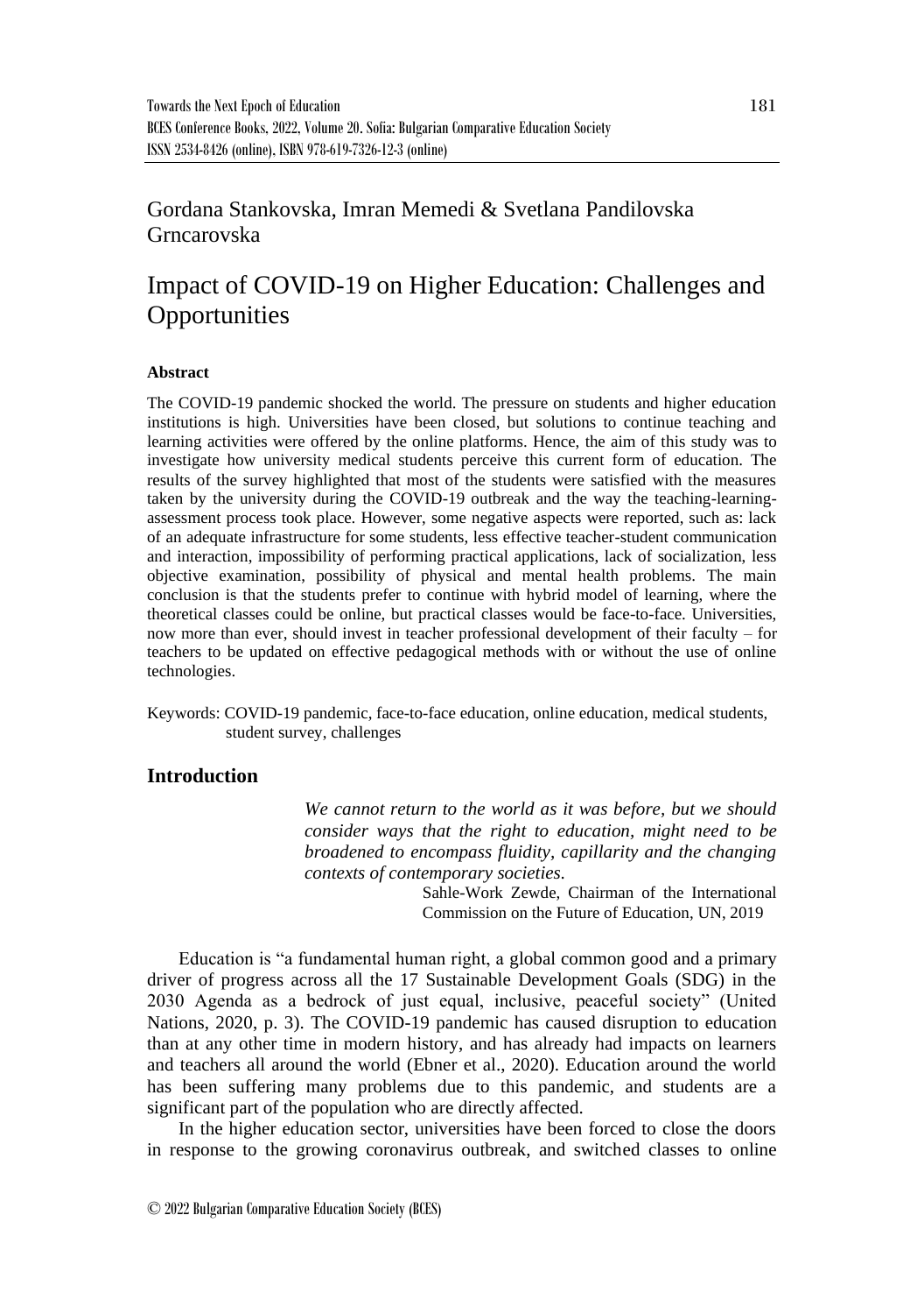Gordana Stankovska, Imran Memedi & Svetlana Pandilovska Grncarovska

# Impact of COVID-19 on Higher Education: Challenges and Opportunities

### Abstract

The COVID-19 pandemic shocked the world. The pressure on students and higher education institutions is high. Universities have been closed, but solutions to continue teaching and learning activities were offered by the online platforms. Hence, the aim of this study was to investigate how university medical students perceive this current form of education. The results of the survey highlighted that most of the students were satisfied with the measures taken by the university during the COVID-19 outbreak and the way the teaching-learning-assessment process took place. However, some negative aspects were reported, such as: lack of an adequate infrastructure for some students, less effective teacher-student communication and interaction, impossibility of performing practical applications, lack of socialization, less objective examination, possibility of physical and mental health problems. The main conclusion is that the students prefer to continue with hybrid model of learning, where the theoretical classes could be online, but practical classes would be face-to-face. Universities, now more than ever, should invest in teacher professional development of their faculty – for teachers to be updated on effective pedagogical methods with or without the use of online technologies.

Keywords: COVID-19 pandemic, face-to-face education, online education, medical students, student survey, challenges

## Introduction

> *We cannot return to the world as it was before, but we should consider ways that the right to education, might need to be broadened to encompass fluidity, capillarity and the changing contexts of contemporary societies.*
>
> Sahle-Work Zewde, Chairman of the International Commission on the Future of Education, UN, 2019

Education is "a fundamental human right, a global common good and a primary driver of progress across all the 17 Sustainable Development Goals (SDG) in the 2030 Agenda as a bedrock of just equal, inclusive, peaceful society" (United Nations, 2020, p. 3). The COVID-19 pandemic has caused disruption to education than at any other time in modern history, and has already had impacts on learners and teachers all around the world (Ebner et al., 2020). Education around the world has been suffering many problems due to this pandemic, and students are a significant part of the population who are directly affected.

In the higher education sector, universities have been forced to close the doors in response to the growing coronavirus outbreak, and switched classes to online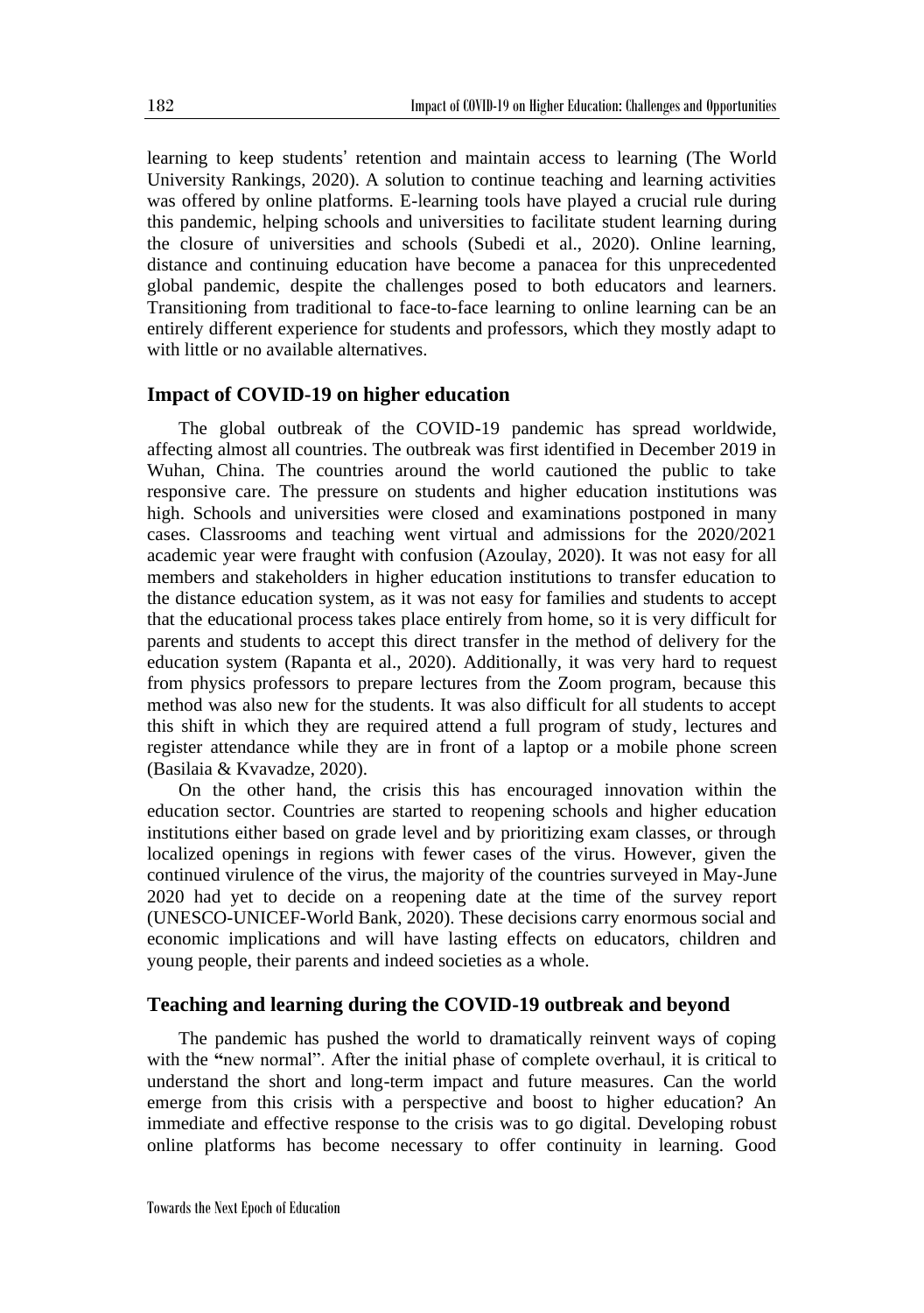learning to keep students' retention and maintain access to learning (The World University Rankings, 2020). A solution to continue teaching and learning activities was offered by online platforms. E-learning tools have played a crucial rule during this pandemic, helping schools and universities to facilitate student learning during the closure of universities and schools (Subedi et al., 2020). Online learning, distance and continuing education have become a panacea for this unprecedented global pandemic, despite the challenges posed to both educators and learners. Transitioning from traditional to face-to-face learning to online learning can be an entirely different experience for students and professors, which they mostly adapt to with little or no available alternatives.

## Impact of COVID-19 on higher education

The global outbreak of the COVID-19 pandemic has spread worldwide, affecting almost all countries. The outbreak was first identified in December 2019 in Wuhan, China. The countries around the world cautioned the public to take responsive care. The pressure on students and higher education institutions was high. Schools and universities were closed and examinations postponed in many cases. Classrooms and teaching went virtual and admissions for the 2020/2021 academic year were fraught with confusion (Azoulay, 2020). It was not easy for all members and stakeholders in higher education institutions to transfer education to the distance education system, as it was not easy for families and students to accept that the educational process takes place entirely from home, so it is very difficult for parents and students to accept this direct transfer in the method of delivery for the education system (Rapanta et al., 2020). Additionally, it was very hard to request from physics professors to prepare lectures from the Zoom program, because this method was also new for the students. It was also difficult for all students to accept this shift in which they are required attend a full program of study, lectures and register attendance while they are in front of a laptop or a mobile phone screen (Basilaia & Kvavadze, 2020).

On the other hand, the crisis this has encouraged innovation within the education sector. Countries are started to reopening schools and higher education institutions either based on grade level and by prioritizing exam classes, or through localized openings in regions with fewer cases of the virus. However, given the continued virulence of the virus, the majority of the countries surveyed in May-June 2020 had yet to decide on a reopening date at the time of the survey report (UNESCO-UNICEF-World Bank, 2020). These decisions carry enormous social and economic implications and will have lasting effects on educators, children and young people, their parents and indeed societies as a whole.

## Teaching and learning during the COVID-19 outbreak and beyond

The pandemic has pushed the world to dramatically reinvent ways of coping with the "new normal". After the initial phase of complete overhaul, it is critical to understand the short and long-term impact and future measures. Can the world emerge from this crisis with a perspective and boost to higher education? An immediate and effective response to the crisis was to go digital. Developing robust online platforms has become necessary to offer continuity in learning. Good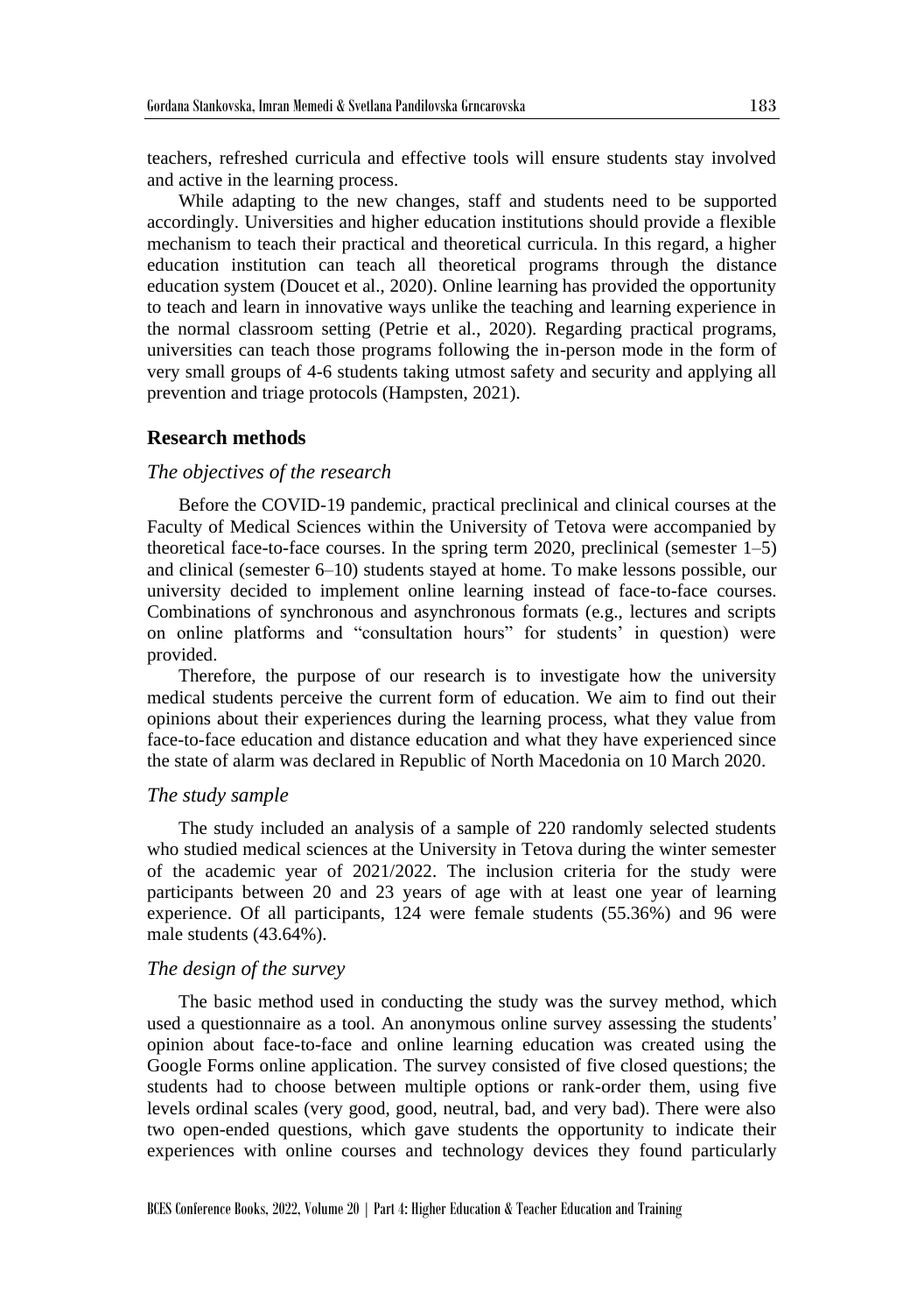teachers, refreshed curricula and effective tools will ensure students stay involved and active in the learning process.

While adapting to the new changes, staff and students need to be supported accordingly. Universities and higher education institutions should provide a flexible mechanism to teach their practical and theoretical curricula. In this regard, a higher education institution can teach all theoretical programs through the distance education system (Doucet et al., 2020). Online learning has provided the opportunity to teach and learn in innovative ways unlike the teaching and learning experience in the normal classroom setting (Petrie et al., 2020). Regarding practical programs, universities can teach those programs following the in-person mode in the form of very small groups of 4-6 students taking utmost safety and security and applying all prevention and triage protocols (Hampsten, 2021).

## Research methods

### *The objectives of the research*

Before the COVID-19 pandemic, practical preclinical and clinical courses at the Faculty of Medical Sciences within the University of Tetova were accompanied by theoretical face-to-face courses. In the spring term 2020, preclinical (semester 1–5) and clinical (semester 6–10) students stayed at home. To make lessons possible, our university decided to implement online learning instead of face-to-face courses. Combinations of synchronous and asynchronous formats (e.g., lectures and scripts on online platforms and "consultation hours" for students' in question) were provided.

Therefore, the purpose of our research is to investigate how the university medical students perceive the current form of education. We aim to find out their opinions about their experiences during the learning process, what they value from face-to-face education and distance education and what they have experienced since the state of alarm was declared in Republic of North Macedonia on 10 March 2020.

### *The study sample*

The study included an analysis of a sample of 220 randomly selected students who studied medical sciences at the University in Tetova during the winter semester of the academic year of 2021/2022. The inclusion criteria for the study were participants between 20 and 23 years of age with at least one year of learning experience. Of all participants, 124 were female students (55.36%) and 96 were male students (43.64%).

### *The design of the survey*

The basic method used in conducting the study was the survey method, which used a questionnaire as a tool. An anonymous online survey assessing the students' opinion about face-to-face and online learning education was created using the Google Forms online application. The survey consisted of five closed questions; the students had to choose between multiple options or rank-order them, using five levels ordinal scales (very good, good, neutral, bad, and very bad). There were also two open-ended questions, which gave students the opportunity to indicate their experiences with online courses and technology devices they found particularly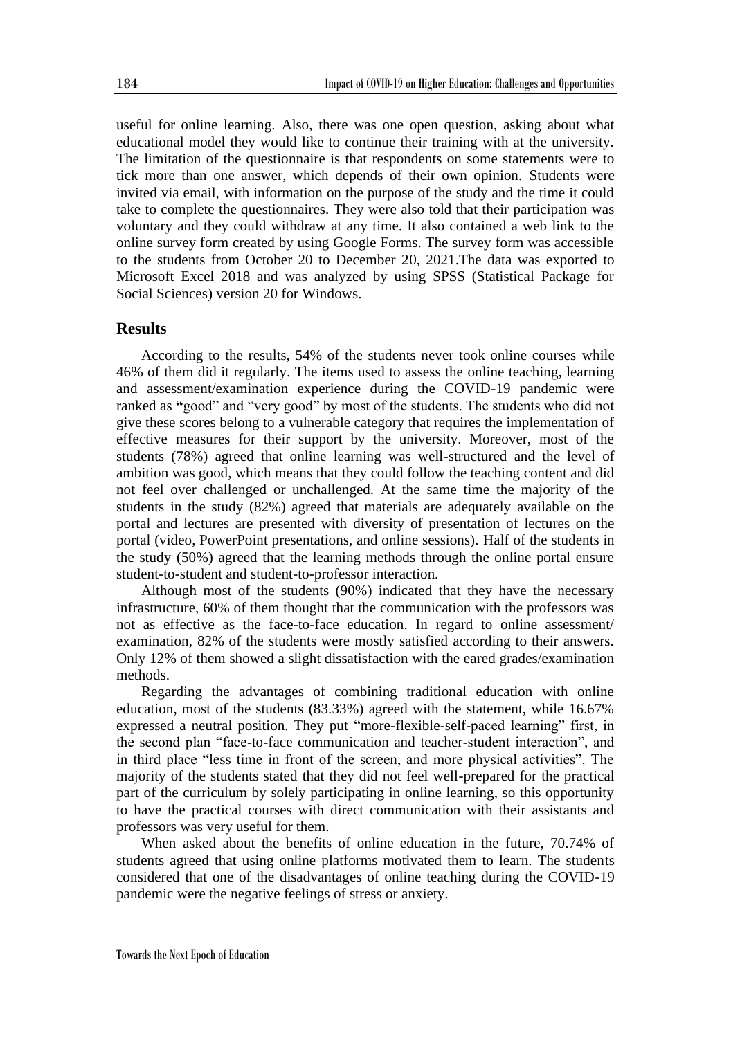useful for online learning. Also, there was one open question, asking about what educational model they would like to continue their training with at the university. The limitation of the questionnaire is that respondents on some statements were to tick more than one answer, which depends of their own opinion. Students were invited via email, with information on the purpose of the study and the time it could take to complete the questionnaires. They were also told that their participation was voluntary and they could withdraw at any time. It also contained a web link to the online survey form created by using Google Forms. The survey form was accessible to the students from October 20 to December 20, 2021.The data was exported to Microsoft Excel 2018 and was analyzed by using SPSS (Statistical Package for Social Sciences) version 20 for Windows.

## Results

According to the results, 54% of the students never took online courses while 46% of them did it regularly. The items used to assess the online teaching, learning and assessment/examination experience during the COVID-19 pandemic were ranked as **"**good" and "very good" by most of the students. The students who did not give these scores belong to a vulnerable category that requires the implementation of effective measures for their support by the university. Moreover, most of the students (78%) agreed that online learning was well-structured and the level of ambition was good, which means that they could follow the teaching content and did not feel over challenged or unchallenged. At the same time the majority of the students in the study (82%) agreed that materials are adequately available on the portal and lectures are presented with diversity of presentation of lectures on the portal (video, PowerPoint presentations, and online sessions). Half of the students in the study (50%) agreed that the learning methods through the online portal ensure student-to-student and student-to-professor interaction.

Although most of the students (90%) indicated that they have the necessary infrastructure, 60% of them thought that the communication with the professors was not as effective as the face-to-face education. In regard to online assessment/ examination, 82% of the students were mostly satisfied according to their answers. Only 12% of them showed a slight dissatisfaction with the eared grades/examination methods.

Regarding the advantages of combining traditional education with online education, most of the students (83.33%) agreed with the statement, while 16.67% expressed a neutral position. They put "more-flexible-self-paced learning" first, in the second plan "face-to-face communication and teacher-student interaction", and in third place "less time in front of the screen, and more physical activities". The majority of the students stated that they did not feel well-prepared for the practical part of the curriculum by solely participating in online learning, so this opportunity to have the practical courses with direct communication with their assistants and professors was very useful for them.

When asked about the benefits of online education in the future, 70.74% of students agreed that using online platforms motivated them to learn. The students considered that one of the disadvantages of online teaching during the COVID-19 pandemic were the negative feelings of stress or anxiety.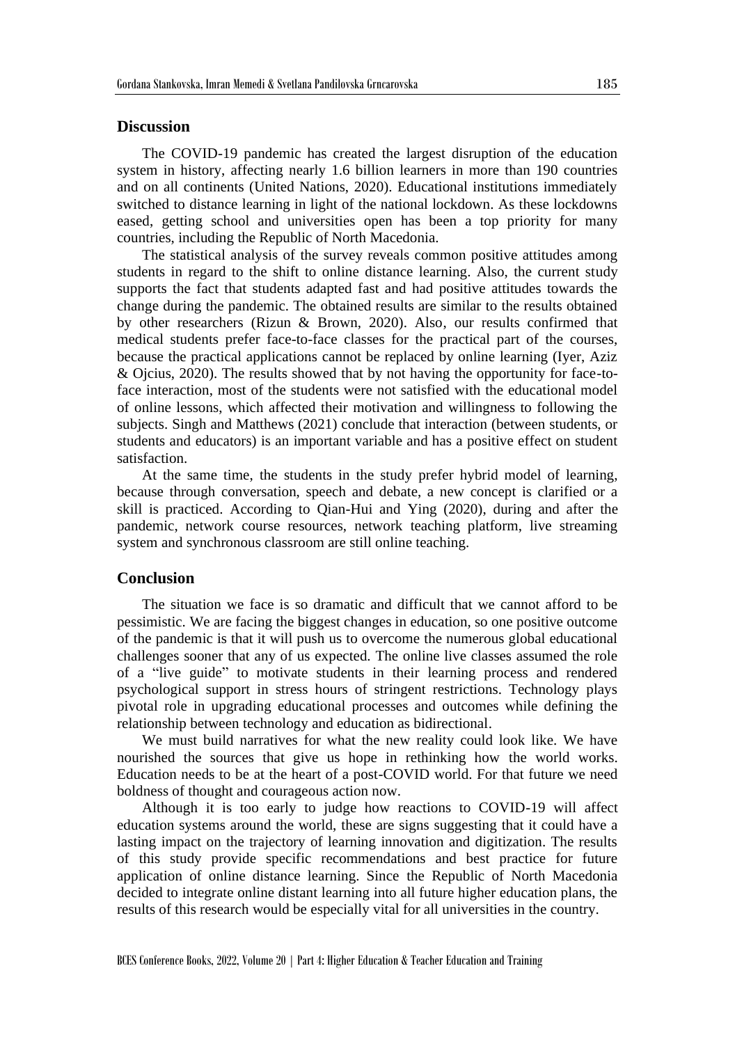## Discussion

The COVID-19 pandemic has created the largest disruption of the education system in history, affecting nearly 1.6 billion learners in more than 190 countries and on all continents (United Nations, 2020). Educational institutions immediately switched to distance learning in light of the national lockdown. As these lockdowns eased, getting school and universities open has been a top priority for many countries, including the Republic of North Macedonia.

The statistical analysis of the survey reveals common positive attitudes among students in regard to the shift to online distance learning. Also, the current study supports the fact that students adapted fast and had positive attitudes towards the change during the pandemic. The obtained results are similar to the results obtained by other researchers (Rizun & Brown, 2020). Also, our results confirmed that medical students prefer face-to-face classes for the practical part of the courses, because the practical applications cannot be replaced by online learning (Iyer, Aziz & Ojcius, 2020). The results showed that by not having the opportunity for face-to-face interaction, most of the students were not satisfied with the educational model of online lessons, which affected their motivation and willingness to following the subjects. Singh and Matthews (2021) conclude that interaction (between students, or students and educators) is an important variable and has a positive effect on student satisfaction.

At the same time, the students in the study prefer hybrid model of learning, because through conversation, speech and debate, a new concept is clarified or a skill is practiced. According to Qian-Hui and Ying (2020), during and after the pandemic, network course resources, network teaching platform, live streaming system and synchronous classroom are still online teaching.

## Conclusion

The situation we face is so dramatic and difficult that we cannot afford to be pessimistic. We are facing the biggest changes in education, so one positive outcome of the pandemic is that it will push us to overcome the numerous global educational challenges sooner that any of us expected. The online live classes assumed the role of a "live guide" to motivate students in their learning process and rendered psychological support in stress hours of stringent restrictions. Technology plays pivotal role in upgrading educational processes and outcomes while defining the relationship between technology and education as bidirectional.

We must build narratives for what the new reality could look like. We have nourished the sources that give us hope in rethinking how the world works. Education needs to be at the heart of a post-COVID world. For that future we need boldness of thought and courageous action now.

Although it is too early to judge how reactions to COVID-19 will affect education systems around the world, these are signs suggesting that it could have a lasting impact on the trajectory of learning innovation and digitization. The results of this study provide specific recommendations and best practice for future application of online distance learning. Since the Republic of North Macedonia decided to integrate online distant learning into all future higher education plans, the results of this research would be especially vital for all universities in the country.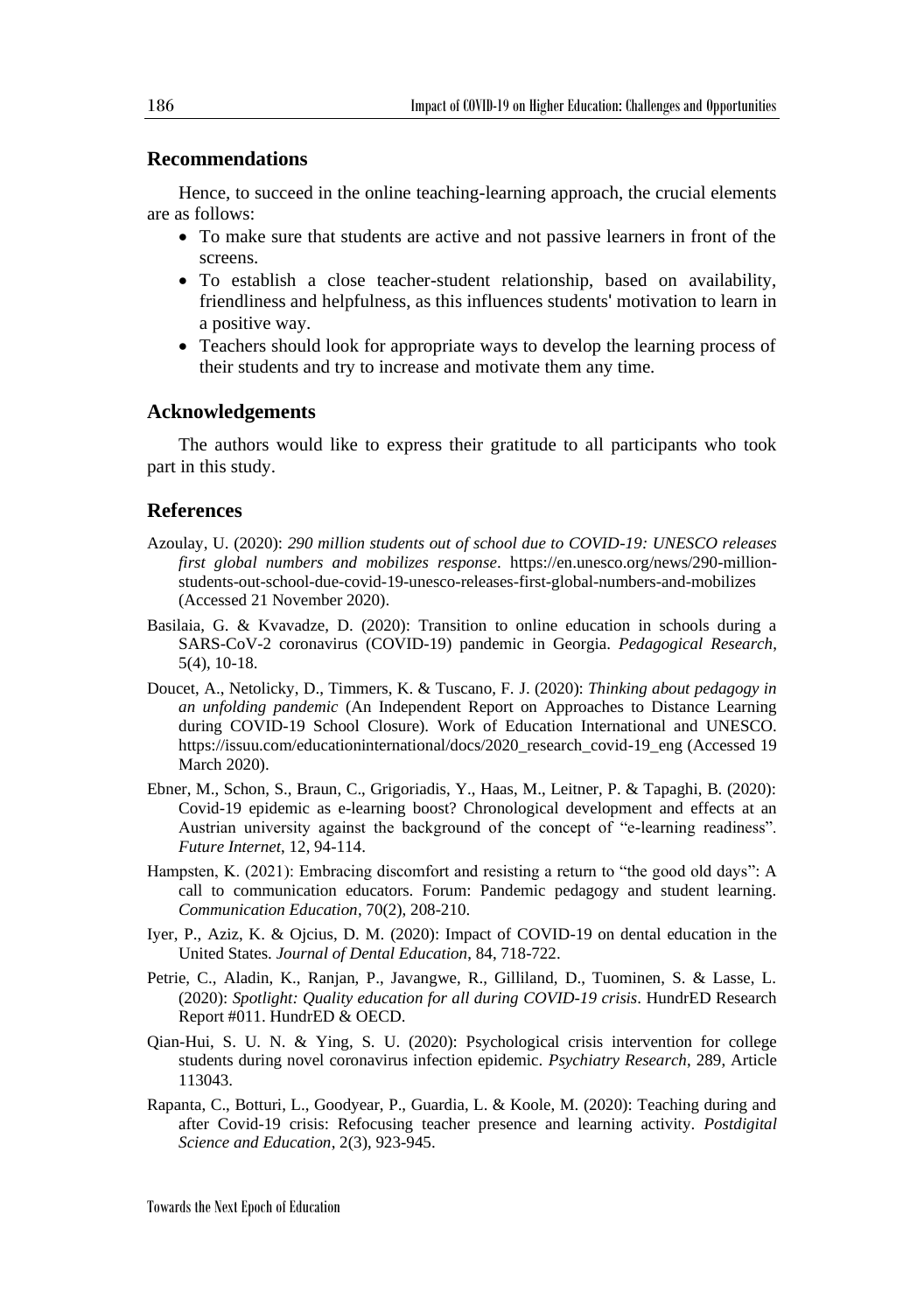## Recommendations

Hence, to succeed in the online teaching-learning approach, the crucial elements are as follows:

- To make sure that students are active and not passive learners in front of the screens.
- To establish a close teacher-student relationship, based on availability, friendliness and helpfulness, as this influences students' motivation to learn in a positive way.
- Teachers should look for appropriate ways to develop the learning process of their students and try to increase and motivate them any time.

## Acknowledgements

The authors would like to express their gratitude to all participants who took part in this study.

## References

Azoulay, U. (2020): *290 million students out of school due to COVID-19: UNESCO releases first global numbers and mobilizes response*. https://en.unesco.org/news/290-million-students-out-school-due-covid-19-unesco-releases-first-global-numbers-and-mobilizes (Accessed 21 November 2020).

Basilaia, G. & Kvavadze, D. (2020): Transition to online education in schools during a SARS-CoV-2 coronavirus (COVID-19) pandemic in Georgia. *Pedagogical Research*, 5(4), 10-18.

Doucet, A., Netolicky, D., Timmers, K. & Tuscano, F. J. (2020): *Thinking about pedagogy in an unfolding pandemic* (An Independent Report on Approaches to Distance Learning during COVID-19 School Closure). Work of Education International and UNESCO. https://issuu.com/educationinternational/docs/2020_research_covid-19_eng (Accessed 19 March 2020).

Ebner, M., Schon, S., Braun, C., Grigoriadis, Y., Haas, M., Leitner, P. & Tapaghi, B. (2020): Covid-19 epidemic as e-learning boost? Chronological development and effects at an Austrian university against the background of the concept of "e-learning readiness". *Future Internet*, 12, 94-114.

Hampsten, K. (2021): Embracing discomfort and resisting a return to "the good old days": A call to communication educators. Forum: Pandemic pedagogy and student learning. *Communication Education*, 70(2), 208-210.

Iyer, P., Aziz, K. & Ojcius, D. M. (2020): Impact of COVID-19 on dental education in the United States. *Journal of Dental Education*, 84, 718-722.

Petrie, C., Aladin, K., Ranjan, P., Javangwe, R., Gilliland, D., Tuominen, S. & Lasse, L. (2020): *Spotlight: Quality education for all during COVID-19 crisis*. HundrED Research Report #011. HundrED & OECD.

Qian-Hui, S. U. N. & Ying, S. U. (2020): Psychological crisis intervention for college students during novel coronavirus infection epidemic. *Psychiatry Research*, 289, Article 113043.

Rapanta, C., Botturi, L., Goodyear, P., Guardia, L. & Koole, M. (2020): Teaching during and after Covid-19 crisis: Refocusing teacher presence and learning activity. *Postdigital Science and Education*, 2(3), 923-945.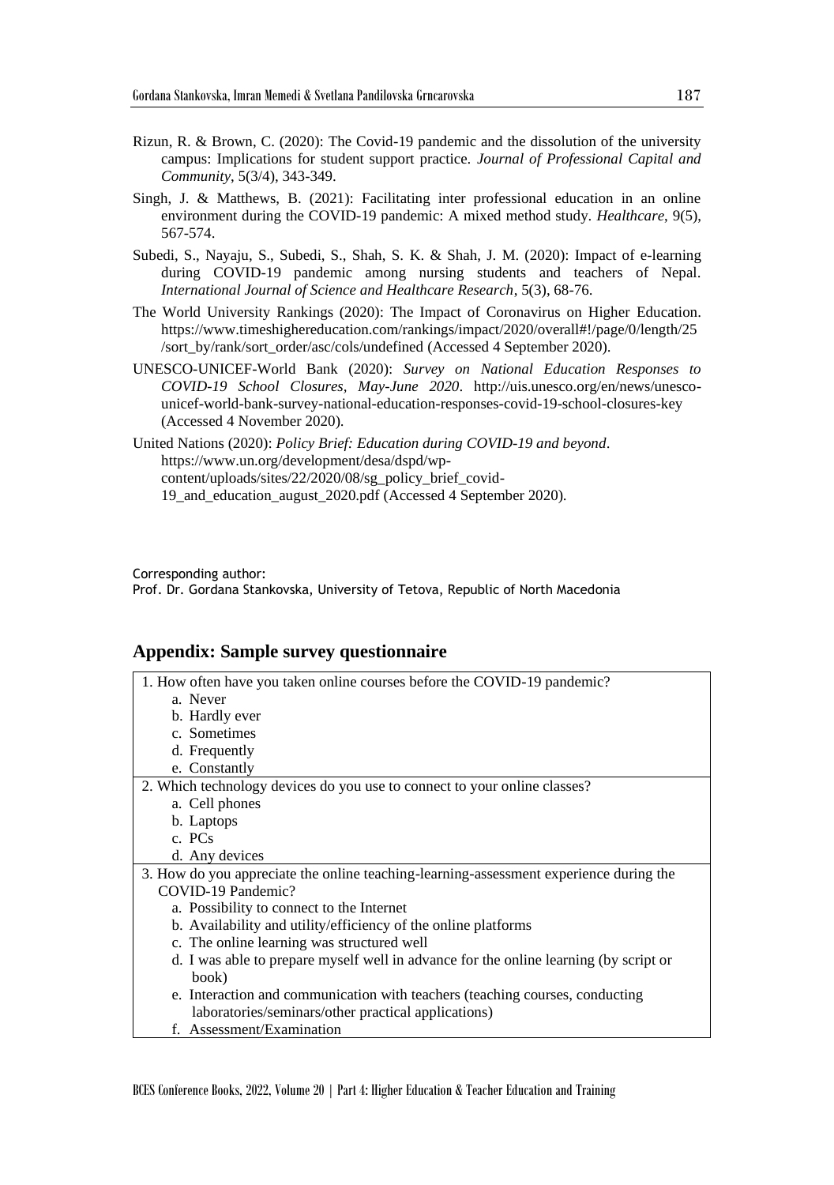Rizun, R. & Brown, C. (2020): The Covid-19 pandemic and the dissolution of the university campus: Implications for student support practice. *Journal of Professional Capital and Community*, 5(3/4), 343-349.

Singh, J. & Matthews, B. (2021): Facilitating inter professional education in an online environment during the COVID-19 pandemic: A mixed method study. *Healthcare*, 9(5), 567-574.

Subedi, S., Nayaju, S., Subedi, S., Shah, S. K. & Shah, J. M. (2020): Impact of e-learning during COVID-19 pandemic among nursing students and teachers of Nepal. *International Journal of Science and Healthcare Research*, 5(3), 68-76.

The World University Rankings (2020): The Impact of Coronavirus on Higher Education. https://www.timeshighereducation.com/rankings/impact/2020/overall#!/page/0/length/25/sort_by/rank/sort_order/asc/cols/undefined (Accessed 4 September 2020).

UNESCO-UNICEF-World Bank (2020): *Survey on National Education Responses to COVID-19 School Closures, May-June 2020*. http://uis.unesco.org/en/news/unesco-unicef-world-bank-survey-national-education-responses-covid-19-school-closures-key (Accessed 4 November 2020).

United Nations (2020): *Policy Brief: Education during COVID-19 and beyond*. https://www.un.org/development/desa/dspd/wp-content/uploads/sites/22/2020/08/sg_policy_brief_covid-19_and_education_august_2020.pdf (Accessed 4 September 2020).

Corresponding author:
Prof. Dr. Gordana Stankovska, University of Tetova, Republic of North Macedonia

## Appendix: Sample survey questionnaire

1. How often have you taken online courses before the COVID-19 pandemic?
   a. Never
   b. Hardly ever
   c. Sometimes
   d. Frequently
   e. Constantly

2. Which technology devices do you use to connect to your online classes?
   a. Cell phones
   b. Laptops
   c. PCs
   d. Any devices

3. How do you appreciate the online teaching-learning-assessment experience during the COVID-19 Pandemic?
   a. Possibility to connect to the Internet
   b. Availability and utility/efficiency of the online platforms
   c. The online learning was structured well
   d. I was able to prepare myself well in advance for the online learning (by script or book)
   e. Interaction and communication with teachers (teaching courses, conducting laboratories/seminars/other practical applications)
   f. Assessment/Examination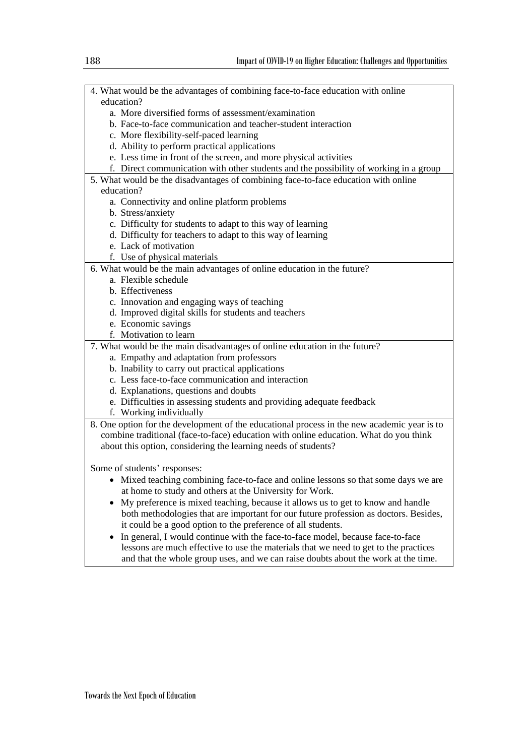4. What would be the advantages of combining face-to-face education with online education?
   a. More diversified forms of assessment/examination
   b. Face-to-face communication and teacher-student interaction
   c. More flexibility-self-paced learning
   d. Ability to perform practical applications
   e. Less time in front of the screen, and more physical activities
   f. Direct communication with other students and the possibility of working in a group

5. What would be the disadvantages of combining face-to-face education with online education?
   a. Connectivity and online platform problems
   b. Stress/anxiety
   c. Difficulty for students to adapt to this way of learning
   d. Difficulty for teachers to adapt to this way of learning
   e. Lack of motivation
   f. Use of physical materials

6. What would be the main advantages of online education in the future?
   a. Flexible schedule
   b. Effectiveness
   c. Innovation and engaging ways of teaching
   d. Improved digital skills for students and teachers
   e. Economic savings
   f. Motivation to learn

7. What would be the main disadvantages of online education in the future?
   a. Empathy and adaptation from professors
   b. Inability to carry out practical applications
   c. Less face-to-face communication and interaction
   d. Explanations, questions and doubts
   e. Difficulties in assessing students and providing adequate feedback
   f. Working individually

8. One option for the development of the educational process in the new academic year is to combine traditional (face-to-face) education with online education. What do you think about this option, considering the learning needs of students?

Some of students' responses:

- Mixed teaching combining face-to-face and online lessons so that some days we are at home to study and others at the University for Work.
- My preference is mixed teaching, because it allows us to get to know and handle both methodologies that are important for our future profession as doctors. Besides, it could be a good option to the preference of all students.
- In general, I would continue with the face-to-face model, because face-to-face lessons are much effective to use the materials that we need to get to the practices and that the whole group uses, and we can raise doubts about the work at the time.